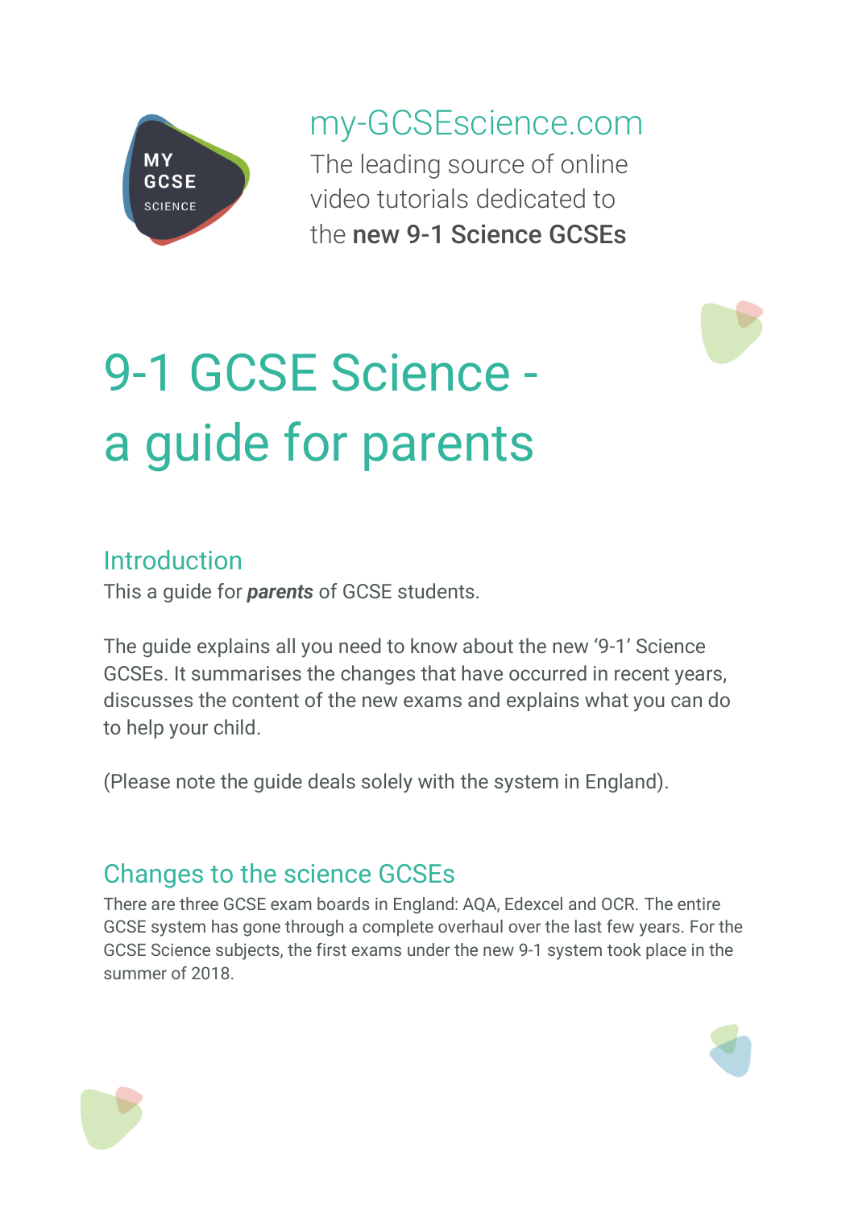MY GCSE SCIENCE

my-GCSEscience.com

The leading source of online video tutorials dedicated to the **new 9-1 Science GCSEs**

# 9-1 GCSE Science - a guide for parents

## Introduction

This a guide for ***parents*** of GCSE students.

The guide explains all you need to know about the new '9-1' Science GCSEs. It summarises the changes that have occurred in recent years, discusses the content of the new exams and explains what you can do to help your child.

(Please note the guide deals solely with the system in England).

## Changes to the science GCSEs

There are three GCSE exam boards in England: AQA, Edexcel and OCR. The entire GCSE system has gone through a complete overhaul over the last few years. For the GCSE Science subjects, the first exams under the new 9-1 system took place in the summer of 2018.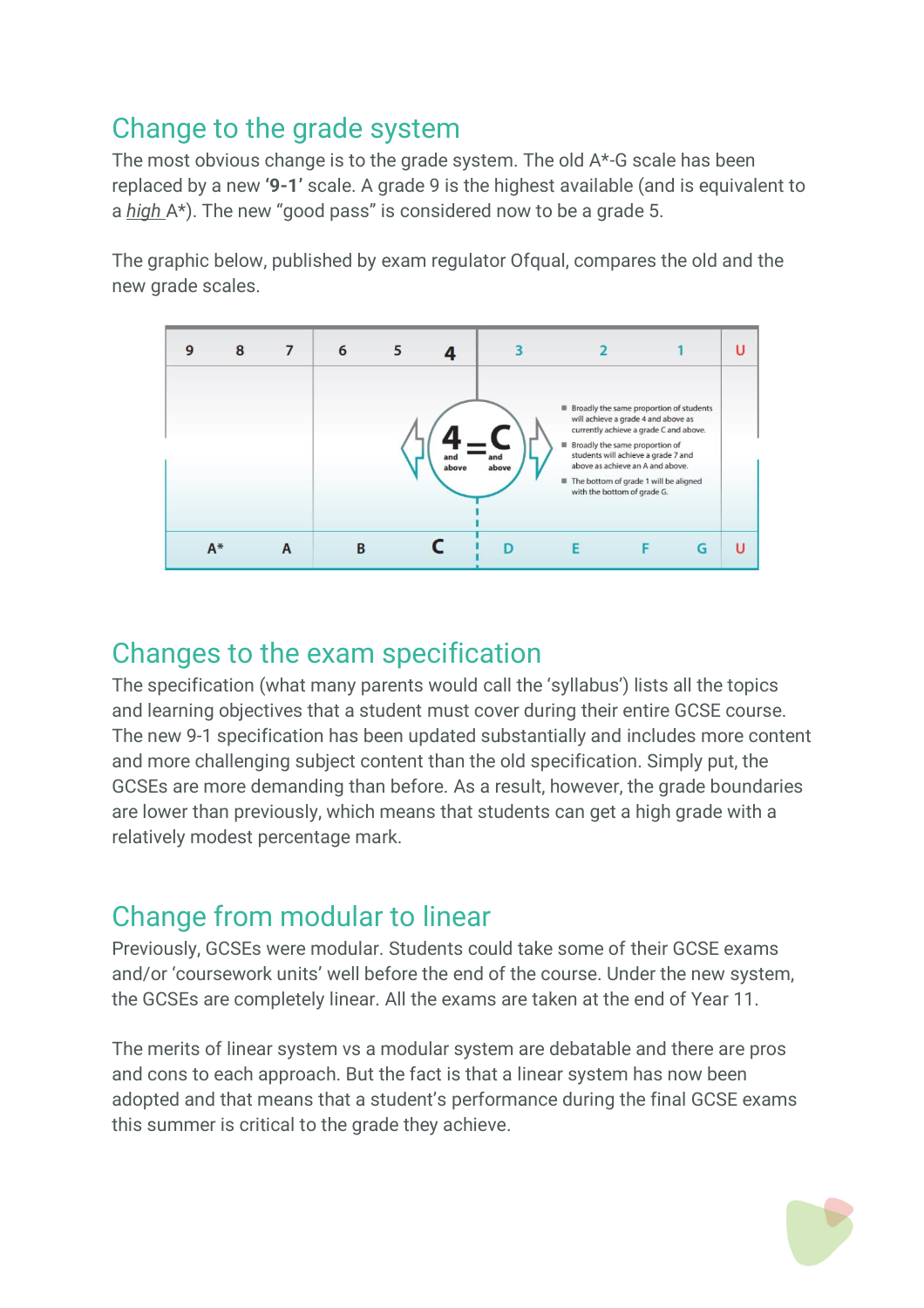## Change to the grade system

The most obvious change is to the grade system. The old A*-G scale has been replaced by a new **'9-1'** scale. A grade 9 is the highest available (and is equivalent to a *high* A*). The new "good pass" is considered now to be a grade 5.

The graphic below, published by exam regulator Ofqual, compares the old and the new grade scales.

| 9 8 7 | 6 5 4 | 3 2 1 | U |
|---|---|---|---|
| A* A | B C | D E F G | U |

4 and above = C and above

- Broadly the same proportion of students will achieve a grade 4 and above as currently achieve a grade C and above.
- Broadly the same proportion of students will achieve a grade 7 and above as achieve an A and above.
- The bottom of grade 1 will be aligned with the bottom of grade G.

## Changes to the exam specification

The specification (what many parents would call the 'syllabus') lists all the topics and learning objectives that a student must cover during their entire GCSE course. The new 9-1 specification has been updated substantially and includes more content and more challenging subject content than the old specification. Simply put, the GCSEs are more demanding than before. As a result, however, the grade boundaries are lower than previously, which means that students can get a high grade with a relatively modest percentage mark.

## Change from modular to linear

Previously, GCSEs were modular. Students could take some of their GCSE exams and/or 'coursework units' well before the end of the course. Under the new system, the GCSEs are completely linear. All the exams are taken at the end of Year 11.

The merits of linear system vs a modular system are debatable and there are pros and cons to each approach. But the fact is that a linear system has now been adopted and that means that a student's performance during the final GCSE exams this summer is critical to the grade they achieve.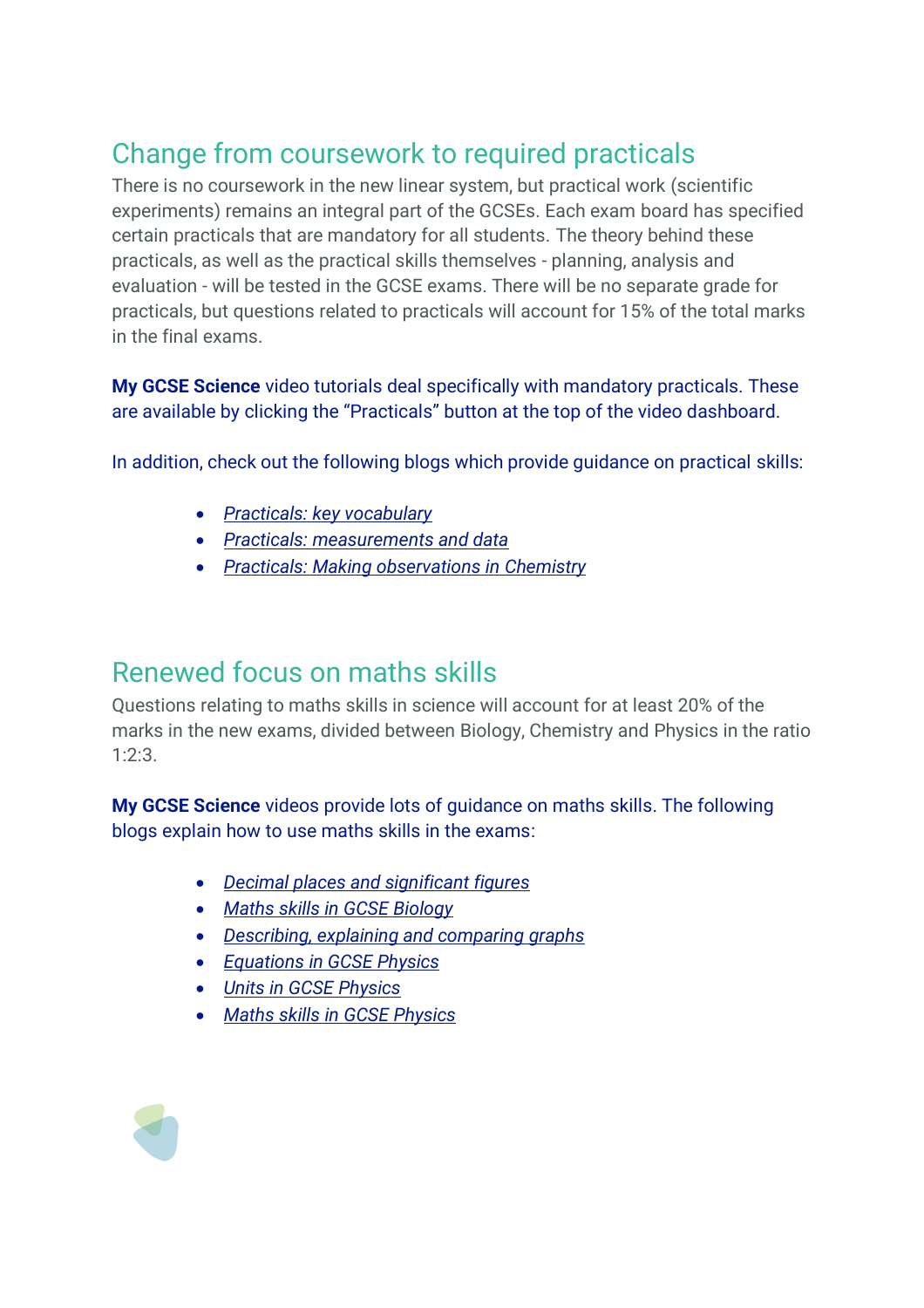## Change from coursework to required practicals

There is no coursework in the new linear system, but practical work (scientific experiments) remains an integral part of the GCSEs. Each exam board has specified certain practicals that are mandatory for all students. The theory behind these practicals, as well as the practical skills themselves - planning, analysis and evaluation - will be tested in the GCSE exams. There will be no separate grade for practicals, but questions related to practicals will account for 15% of the total marks in the final exams.

**My GCSE Science** video tutorials deal specifically with mandatory practicals. These are available by clicking the "Practicals" button at the top of the video dashboard.

In addition, check out the following blogs which provide guidance on practical skills:

- *Practicals: key vocabulary*
- *Practicals: measurements and data*
- *Practicals: Making observations in Chemistry*

## Renewed focus on maths skills

Questions relating to maths skills in science will account for at least 20% of the marks in the new exams, divided between Biology, Chemistry and Physics in the ratio 1:2:3.

**My GCSE Science** videos provide lots of guidance on maths skills. The following blogs explain how to use maths skills in the exams:

- *Decimal places and significant figures*
- *Maths skills in GCSE Biology*
- *Describing, explaining and comparing graphs*
- *Equations in GCSE Physics*
- *Units in GCSE Physics*
- *Maths skills in GCSE Physics*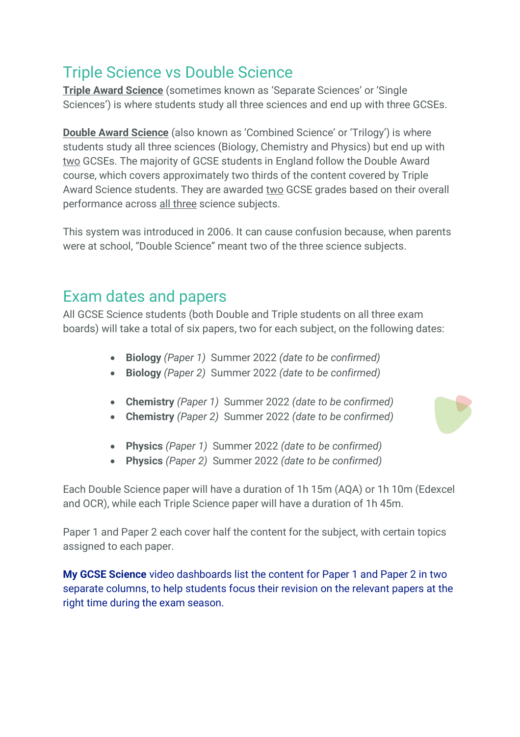## Triple Science vs Double Science

**Triple Award Science** (sometimes known as 'Separate Sciences' or 'Single Sciences') is where students study all three sciences and end up with three GCSEs.

**Double Award Science** (also known as 'Combined Science' or 'Trilogy') is where students study all three sciences (Biology, Chemistry and Physics) but end up with two GCSEs. The majority of GCSE students in England follow the Double Award course, which covers approximately two thirds of the content covered by Triple Award Science students. They are awarded two GCSE grades based on their overall performance across all three science subjects.

This system was introduced in 2006. It can cause confusion because, when parents were at school, "Double Science" meant two of the three science subjects.

## Exam dates and papers

All GCSE Science students (both Double and Triple students on all three exam boards) will take a total of six papers, two for each subject, on the following dates:

- **Biology** *(Paper 1)* Summer 2022 *(date to be confirmed)*
- **Biology** *(Paper 2)* Summer 2022 *(date to be confirmed)*

- **Chemistry** *(Paper 1)* Summer 2022 *(date to be confirmed)*
- **Chemistry** *(Paper 2)* Summer 2022 *(date to be confirmed)*

- **Physics** *(Paper 1)* Summer 2022 *(date to be confirmed)*
- **Physics** *(Paper 2)* Summer 2022 *(date to be confirmed)*

Each Double Science paper will have a duration of 1h 15m (AQA) or 1h 10m (Edexcel and OCR), while each Triple Science paper will have a duration of 1h 45m.

Paper 1 and Paper 2 each cover half the content for the subject, with certain topics assigned to each paper.

**My GCSE Science** video dashboards list the content for Paper 1 and Paper 2 in two separate columns, to help students focus their revision on the relevant papers at the right time during the exam season.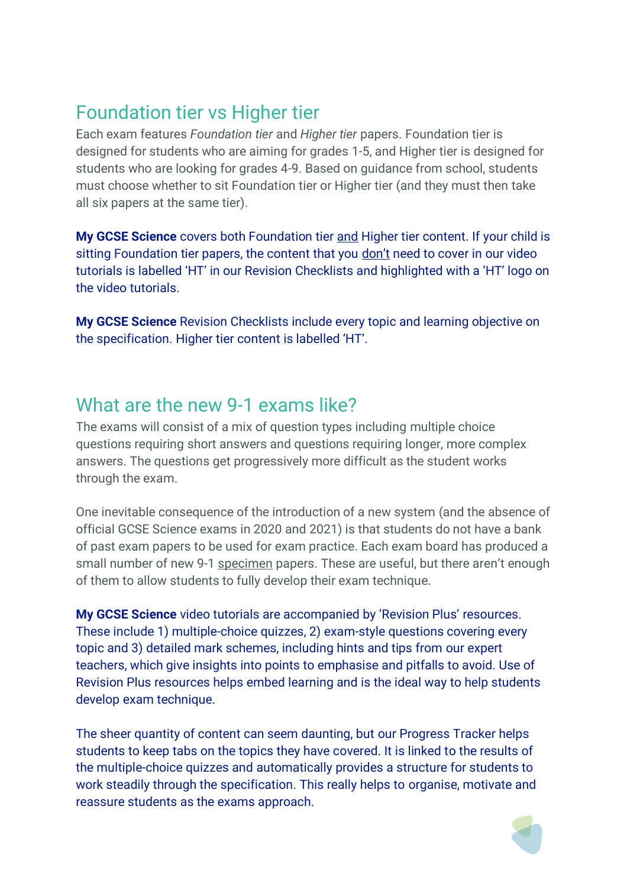## Foundation tier vs Higher tier

Each exam features *Foundation tier* and *Higher tier* papers. Foundation tier is designed for students who are aiming for grades 1-5, and Higher tier is designed for students who are looking for grades 4-9. Based on guidance from school, students must choose whether to sit Foundation tier or Higher tier (and they must then take all six papers at the same tier).

**My GCSE Science** covers both Foundation tier <u>and</u> Higher tier content. If your child is sitting Foundation tier papers, the content that you <u>don't</u> need to cover in our video tutorials is labelled 'HT' in our Revision Checklists and highlighted with a 'HT' logo on the video tutorials.

**My GCSE Science** Revision Checklists include every topic and learning objective on the specification. Higher tier content is labelled 'HT'.

## What are the new 9-1 exams like?

The exams will consist of a mix of question types including multiple choice questions requiring short answers and questions requiring longer, more complex answers. The questions get progressively more difficult as the student works through the exam.

One inevitable consequence of the introduction of a new system (and the absence of official GCSE Science exams in 2020 and 2021) is that students do not have a bank of past exam papers to be used for exam practice. Each exam board has produced a small number of new 9-1 <u>specimen</u> papers. These are useful, but there aren't enough of them to allow students to fully develop their exam technique.

**My GCSE Science** video tutorials are accompanied by 'Revision Plus' resources. These include 1) multiple-choice quizzes, 2) exam-style questions covering every topic and 3) detailed mark schemes, including hints and tips from our expert teachers, which give insights into points to emphasise and pitfalls to avoid. Use of Revision Plus resources helps embed learning and is the ideal way to help students develop exam technique.

The sheer quantity of content can seem daunting, but our Progress Tracker helps students to keep tabs on the topics they have covered. It is linked to the results of the multiple-choice quizzes and automatically provides a structure for students to work steadily through the specification. This really helps to organise, motivate and reassure students as the exams approach.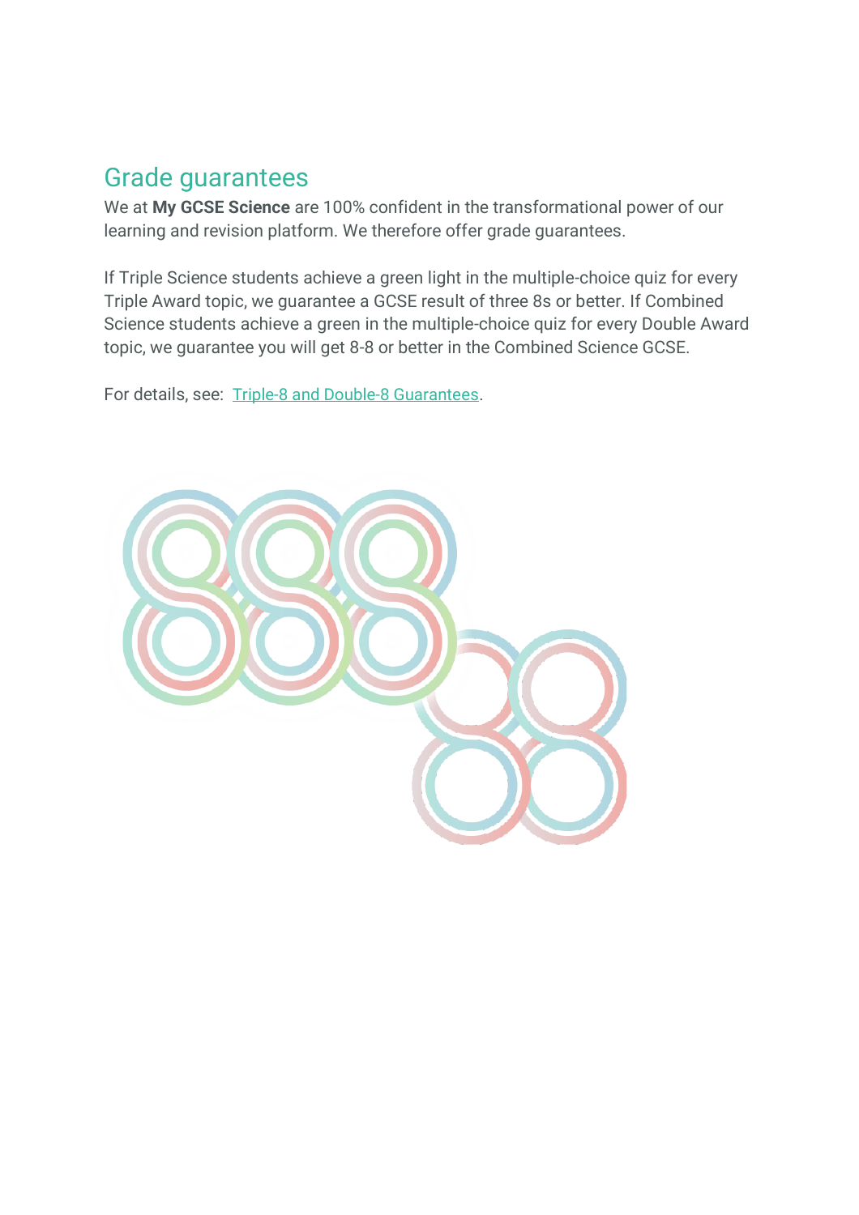## Grade guarantees

We at **My GCSE Science** are 100% confident in the transformational power of our learning and revision platform. We therefore offer grade guarantees.

If Triple Science students achieve a green light in the multiple-choice quiz for every Triple Award topic, we guarantee a GCSE result of three 8s or better. If Combined Science students achieve a green in the multiple-choice quiz for every Double Award topic, we guarantee you will get 8-8 or better in the Combined Science GCSE.

For details, see: Triple-8 and Double-8 Guarantees.